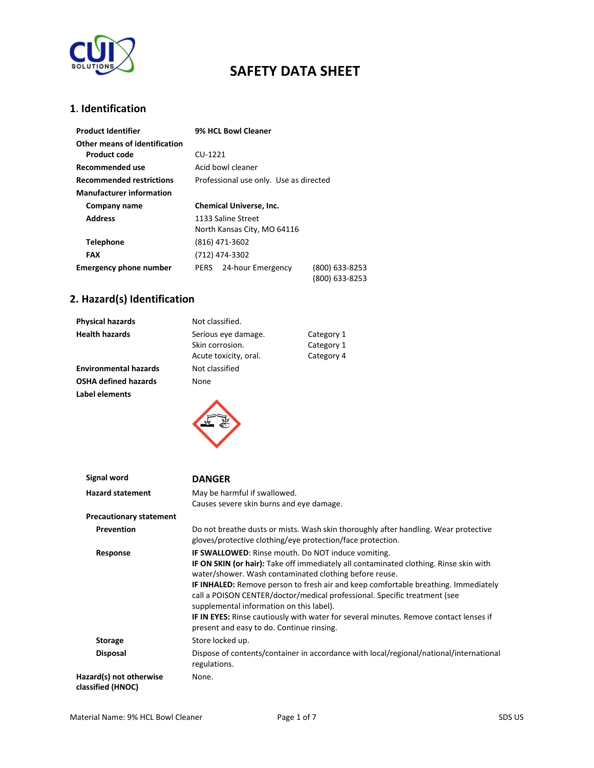# SAFETY DATA SHEET

## 1. Identification

| | | |
|---|---|---|
| **Product Identifier** | **9% HCL Bowl Cleaner** | |
| **Other means of identification** | | |
| **Product code** | CU-1221 | |
| **Recommended use** | Acid bowl cleaner | |
| **Recommended restrictions** | Professional use only. Use as directed | |
| **Manufacturer information** | | |
| **Company name** | **Chemical Universe, Inc.** | |
| **Address** | 1133 Saline Street<br>North Kansas City, MO 64116 | |
| **Telephone** | (816) 471-3602 | |
| **FAX** | (712) 474-3302 | |
| **Emergency phone number** | PERS 24-hour Emergency | (800) 633-8253<br>(800) 633-8253 |

## 2. Hazard(s) Identification

| | | |
|---|---|---|
| **Physical hazards** | Not classified. | |
| **Health hazards** | Serious eye damage.<br>Skin corrosion.<br>Acute toxicity, oral. | Category 1<br>Category 1<br>Category 4 |
| **Environmental hazards** | Not classified | |
| **OSHA defined hazards** | None | |
| **Label elements** | | |

**Signal word** **DANGER**

**Hazard statement**
May be harmful if swallowed.
Causes severe skin burns and eye damage.

**Precautionary statement**

**Prevention**
Do not breathe dusts or mists. Wash skin thoroughly after handling. Wear protective gloves/protective clothing/eye protection/face protection.

**Response**
**IF SWALLOWED**: Rinse mouth. Do NOT induce vomiting.
**IF ON SKIN (or hair):** Take off immediately all contaminated clothing. Rinse skin with water/shower. Wash contaminated clothing before reuse.
**IF INHALED:** Remove person to fresh air and keep comfortable breathing. Immediately call a POISON CENTER/doctor/medical professional. Specific treatment (see supplemental information on this label).
**IF IN EYES:** Rinse cautiously with water for several minutes. Remove contact lenses if present and easy to do. Continue rinsing.

**Storage**
Store locked up.

**Disposal**
Dispose of contents/container in accordance with local/regional/national/international regulations.

**Hazard(s) not otherwise classified (HNOC)**
None.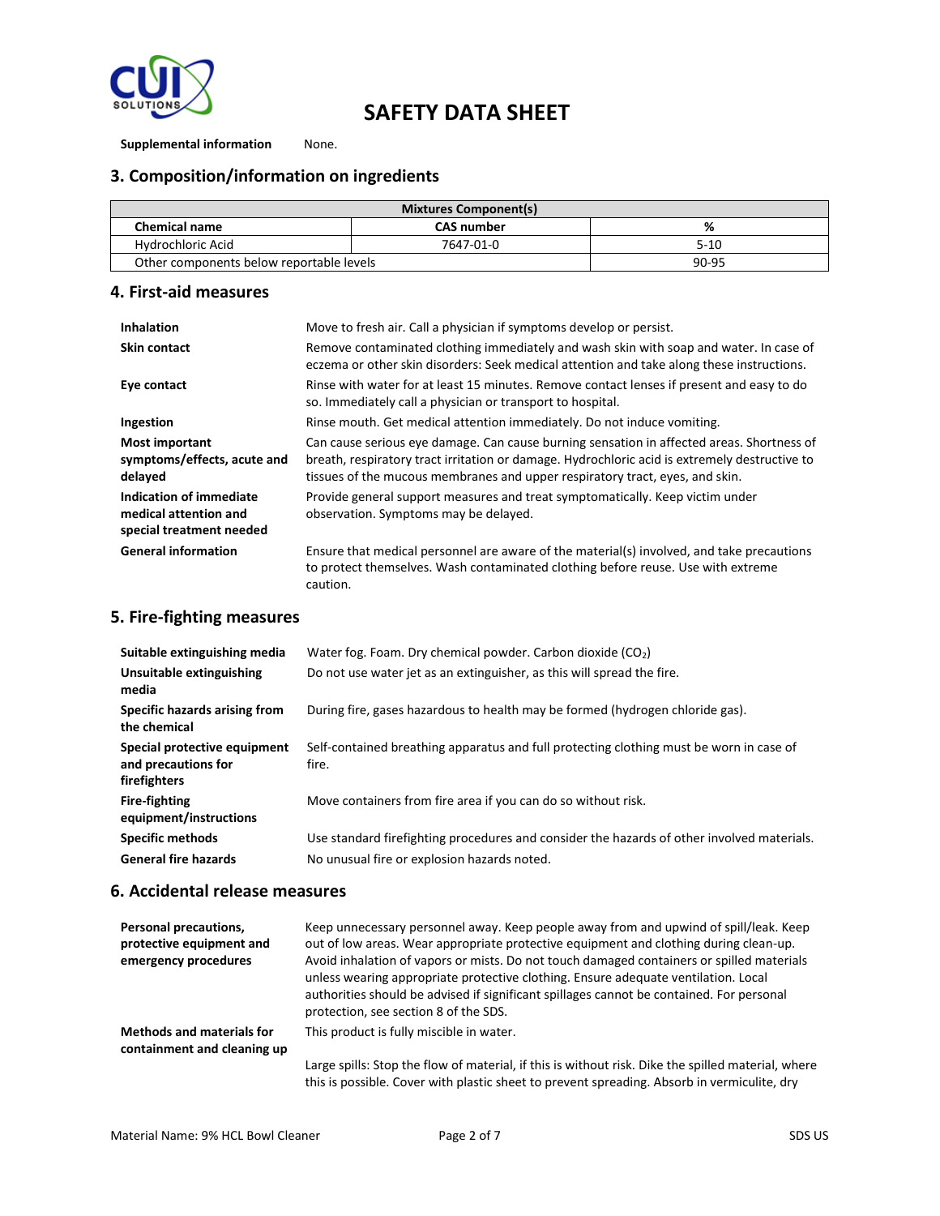**Supplemental information** None.

## 3. Composition/information on ingredients

| Mixtures Component(s) | | |
|---|---|---|
| **Chemical name** | **CAS number** | **%** |
| Hydrochloric Acid | 7647-01-0 | 5-10 |
| Other components below reportable levels | | 90-95 |

## 4. First-aid measures

**Inhalation** Move to fresh air. Call a physician if symptoms develop or persist.

**Skin contact** Remove contaminated clothing immediately and wash skin with soap and water. In case of eczema or other skin disorders: Seek medical attention and take along these instructions.

**Eye contact** Rinse with water for at least 15 minutes. Remove contact lenses if present and easy to do so. Immediately call a physician or transport to hospital.

**Ingestion** Rinse mouth. Get medical attention immediately. Do not induce vomiting.

**Most important symptoms/effects, acute and delayed** Can cause serious eye damage. Can cause burning sensation in affected areas. Shortness of breath, respiratory tract irritation or damage. Hydrochloric acid is extremely destructive to tissues of the mucous membranes and upper respiratory tract, eyes, and skin.

**Indication of immediate medical attention and special treatment needed** Provide general support measures and treat symptomatically. Keep victim under observation. Symptoms may be delayed.

**General information** Ensure that medical personnel are aware of the material(s) involved, and take precautions to protect themselves. Wash contaminated clothing before reuse. Use with extreme caution.

## 5. Fire-fighting measures

**Suitable extinguishing media** Water fog. Foam. Dry chemical powder. Carbon dioxide ($CO_2$)

**Unsuitable extinguishing media** Do not use water jet as an extinguisher, as this will spread the fire.

**Specific hazards arising from the chemical** During fire, gases hazardous to health may be formed (hydrogen chloride gas).

**Special protective equipment and precautions for firefighters** Self-contained breathing apparatus and full protecting clothing must be worn in case of fire.

**Fire-fighting equipment/instructions** Move containers from fire area if you can do so without risk.

**Specific methods** Use standard firefighting procedures and consider the hazards of other involved materials.

**General fire hazards** No unusual fire or explosion hazards noted.

## 6. Accidental release measures

**Personal precautions, protective equipment and emergency procedures** Keep unnecessary personnel away. Keep people away from and upwind of spill/leak. Keep out of low areas. Wear appropriate protective equipment and clothing during clean-up. Avoid inhalation of vapors or mists. Do not touch damaged containers or spilled materials unless wearing appropriate protective clothing. Ensure adequate ventilation. Local authorities should be advised if significant spillages cannot be contained. For personal protection, see section 8 of the SDS.

**Methods and materials for containment and cleaning up** This product is fully miscible in water.

Large spills: Stop the flow of material, if this is without risk. Dike the spilled material, where this is possible. Cover with plastic sheet to prevent spreading. Absorb in vermiculite, dry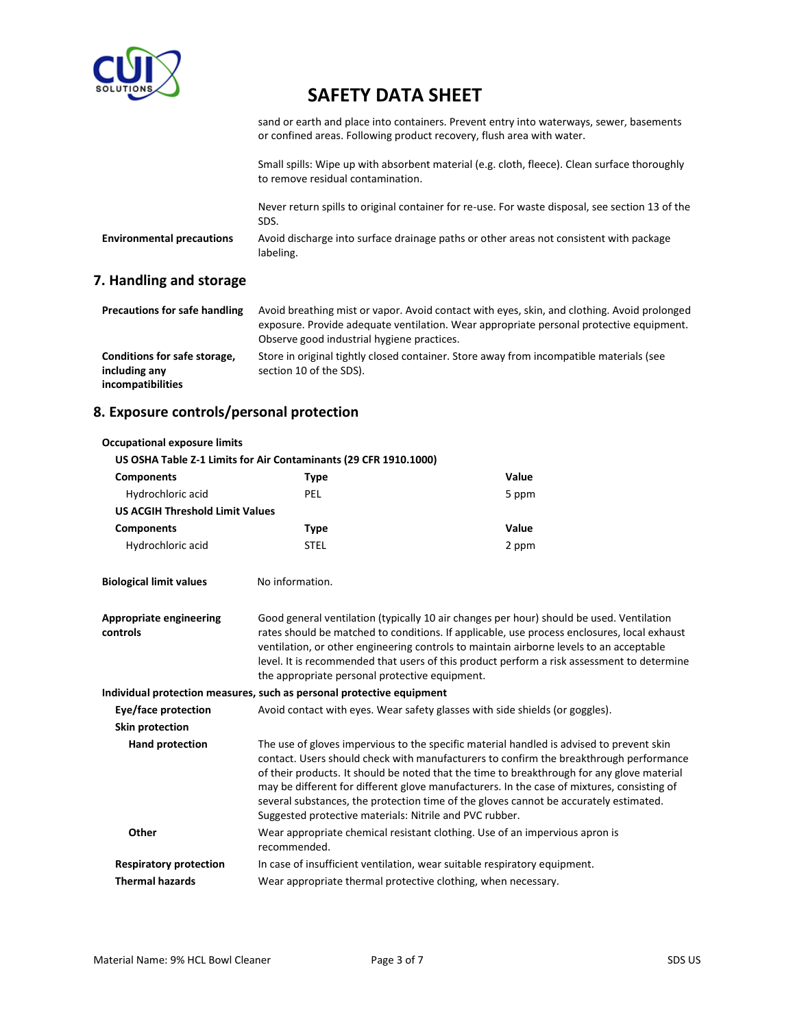sand or earth and place into containers. Prevent entry into waterways, sewer, basements or confined areas. Following product recovery, flush area with water.

Small spills: Wipe up with absorbent material (e.g. cloth, fleece). Clean surface thoroughly to remove residual contamination.

Never return spills to original container for re-use. For waste disposal, see section 13 of the SDS.

**Environmental precautions** Avoid discharge into surface drainage paths or other areas not consistent with package labeling.

## 7. Handling and storage

**Precautions for safe handling** Avoid breathing mist or vapor. Avoid contact with eyes, skin, and clothing. Avoid prolonged exposure. Provide adequate ventilation. Wear appropriate personal protective equipment. Observe good industrial hygiene practices.

**Conditions for safe storage, including any incompatibilities** Store in original tightly closed container. Store away from incompatible materials (see section 10 of the SDS).

## 8. Exposure controls/personal protection

**Occupational exposure limits**

**US OSHA Table Z-1 Limits for Air Contaminants (29 CFR 1910.1000)**

| Components | Type | Value |
|---|---|---|
| Hydrochloric acid | PEL | 5 ppm |

**US ACGIH Threshold Limit Values**

| Components | Type | Value |
|---|---|---|
| Hydrochloric acid | STEL | 2 ppm |

**Biological limit values** No information.

**Appropriate engineering controls** Good general ventilation (typically 10 air changes per hour) should be used. Ventilation rates should be matched to conditions. If applicable, use process enclosures, local exhaust ventilation, or other engineering controls to maintain airborne levels to an acceptable level. It is recommended that users of this product perform a risk assessment to determine the appropriate personal protective equipment.

**Individual protection measures, such as personal protective equipment**

**Eye/face protection** Avoid contact with eyes. Wear safety glasses with side shields (or goggles).

**Skin protection**

**Hand protection** The use of gloves impervious to the specific material handled is advised to prevent skin contact. Users should check with manufacturers to confirm the breakthrough performance of their products. It should be noted that the time to breakthrough for any glove material may be different for different glove manufacturers. In the case of mixtures, consisting of several substances, the protection time of the gloves cannot be accurately estimated. Suggested protective materials: Nitrile and PVC rubber.

**Other** Wear appropriate chemical resistant clothing. Use of an impervious apron is recommended.

**Respiratory protection** In case of insufficient ventilation, wear suitable respiratory equipment.

**Thermal hazards** Wear appropriate thermal protective clothing, when necessary.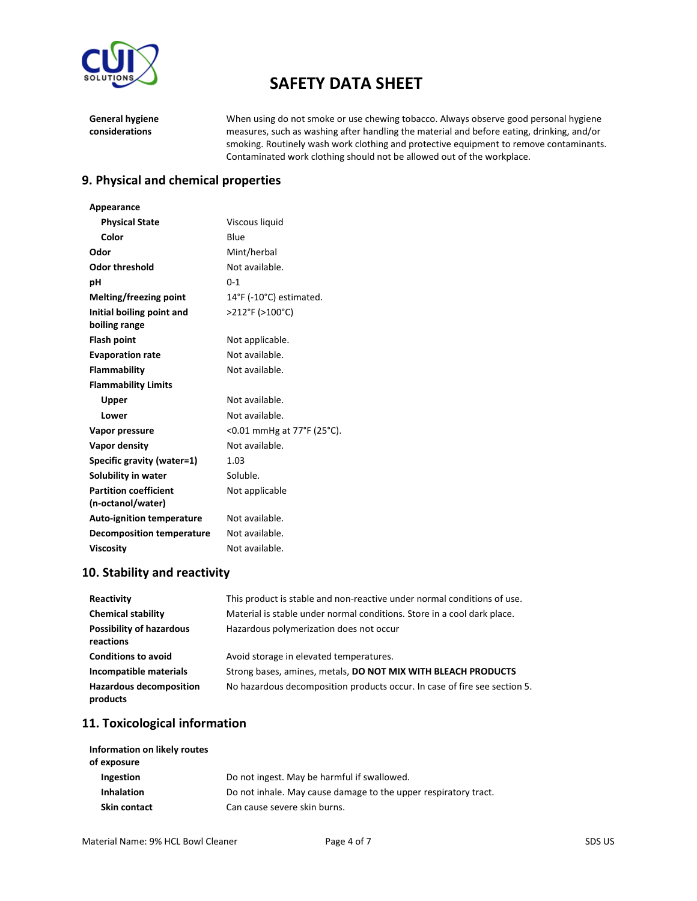| | |
|---|---|
| **General hygiene considerations** | When using do not smoke or use chewing tobacco. Always observe good personal hygiene measures, such as washing after handling the material and before eating, drinking, and/or smoking. Routinely wash work clothing and protective equipment to remove contaminants. Contaminated work clothing should not be allowed out of the workplace. |

## 9. Physical and chemical properties

| | |
|---|---|
| **Appearance** | |
| **Physical State** | Viscous liquid |
| **Color** | Blue |
| **Odor** | Mint/herbal |
| **Odor threshold** | Not available. |
| **pH** | 0-1 |
| **Melting/freezing point** | 14°F (-10°C) estimated. |
| **Initial boiling point and boiling range** | >212°F (>100°C) |
| **Flash point** | Not applicable. |
| **Evaporation rate** | Not available. |
| **Flammability** | Not available. |
| **Flammability Limits** | |
| **Upper** | Not available. |
| **Lower** | Not available. |
| **Vapor pressure** | <0.01 mmHg at 77°F (25°C). |
| **Vapor density** | Not available. |
| **Specific gravity (water=1)** | 1.03 |
| **Solubility in water** | Soluble. |
| **Partition coefficient (n-octanol/water)** | Not applicable |
| **Auto-ignition temperature** | Not available. |
| **Decomposition temperature** | Not available. |
| **Viscosity** | Not available. |

## 10. Stability and reactivity

| | |
|---|---|
| **Reactivity** | This product is stable and non-reactive under normal conditions of use. |
| **Chemical stability** | Material is stable under normal conditions. Store in a cool dark place. |
| **Possibility of hazardous reactions** | Hazardous polymerization does not occur |
| **Conditions to avoid** | Avoid storage in elevated temperatures. |
| **Incompatible materials** | Strong bases, amines, metals, **DO NOT MIX WITH BLEACH PRODUCTS** |
| **Hazardous decomposition products** | No hazardous decomposition products occur. In case of fire see section 5. |

## 11. Toxicological information

| | |
|---|---|
| **Information on likely routes of exposure** | |
| **Ingestion** | Do not ingest. May be harmful if swallowed. |
| **Inhalation** | Do not inhale. May cause damage to the upper respiratory tract. |
| **Skin contact** | Can cause severe skin burns. |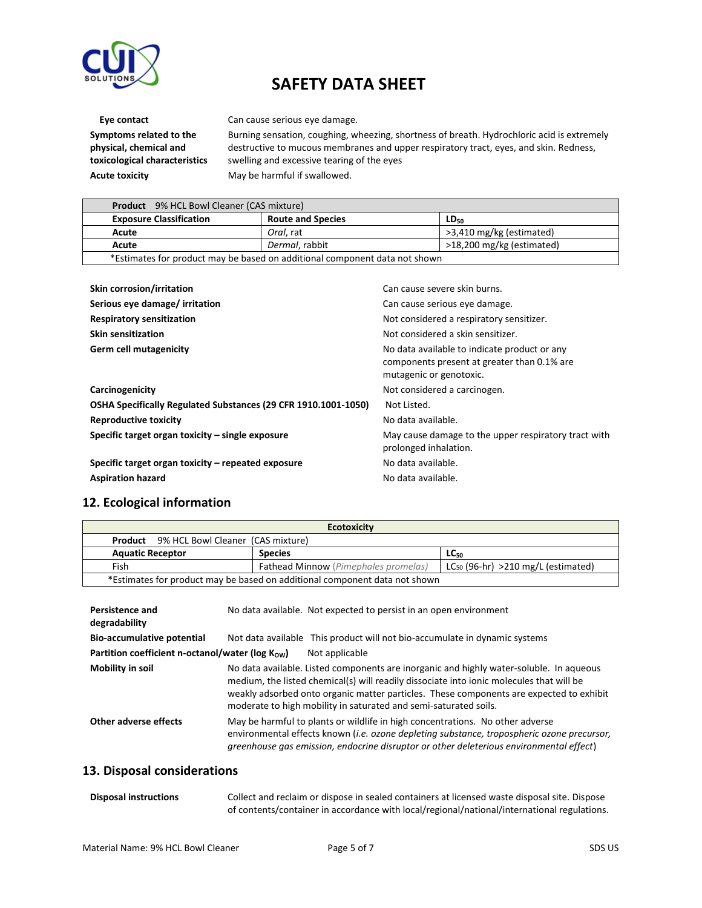**Eye contact** Can cause serious eye damage.

**Symptoms related to the physical, chemical and toxicological characteristics** Burning sensation, coughing, wheezing, shortness of breath. Hydrochloric acid is extremely destructive to mucous membranes and upper respiratory tract, eyes, and skin. Redness, swelling and excessive tearing of the eyes

**Acute toxicity** May be harmful if swallowed.

| **Product** 9% HCL Bowl Cleaner (CAS mixture) | | |
|---|---|---|
| **Exposure Classification** | **Route and Species** | **$LD_{50}$** |
| **Acute** | *Oral*, rat | >3,410 mg/kg (estimated) |
| **Acute** | *Dermal*, rabbit | >18,200 mg/kg (estimated) |
| *Estimates for product may be based on additional component data not shown | | |

**Skin corrosion/irritation** Can cause severe skin burns.

**Serious eye damage/ irritation** Can cause serious eye damage.

**Respiratory sensitization** Not considered a respiratory sensitizer.

**Skin sensitization** Not considered a skin sensitizer.

**Germ cell mutagenicity** No data available to indicate product or any components present at greater than 0.1% are mutagenic or genotoxic.

**Carcinogenicity** Not considered a carcinogen.

**OSHA Specifically Regulated Substances (29 CFR 1910.1001-1050)** Not Listed.

**Reproductive toxicity** No data available.

**Specific target organ toxicity – single exposure** May cause damage to the upper respiratory tract with prolonged inhalation.

**Specific target organ toxicity – repeated exposure** No data available.

**Aspiration hazard** No data available.

## 12. Ecological information

| **Ecotoxicity** | | |
|---|---|---|
| **Product** 9% HCL Bowl Cleaner (CAS mixture) | | |
| **Aquatic Receptor** | **Species** | **$LC_{50}$** |
| Fish | Fathead Minnow (*Pimephales promelas*) | $LC_{50}$ (96-hr) >210 mg/L (estimated) |
| *Estimates for product may be based on additional component data not shown | | |

**Persistence and degradability** No data available. Not expected to persist in an open environment

**Bio-accumulative potential** Not data available This product will not bio-accumulate in dynamic systems

**Partition coefficient n-octanol/water (log $K_{OW}$)** Not applicable

**Mobility in soil** No data available. Listed components are inorganic and highly water-soluble. In aqueous medium, the listed chemical(s) will readily dissociate into ionic molecules that will be weakly adsorbed onto organic matter particles. These components are expected to exhibit moderate to high mobility in saturated and semi-saturated soils.

**Other adverse effects** May be harmful to plants or wildlife in high concentrations. No other adverse environmental effects known (*i.e. ozone depleting substance, tropospheric ozone precursor, greenhouse gas emission, endocrine disruptor or other deleterious environmental effect*)

## 13. Disposal considerations

**Disposal instructions** Collect and reclaim or dispose in sealed containers at licensed waste disposal site. Dispose of contents/container in accordance with local/regional/national/international regulations.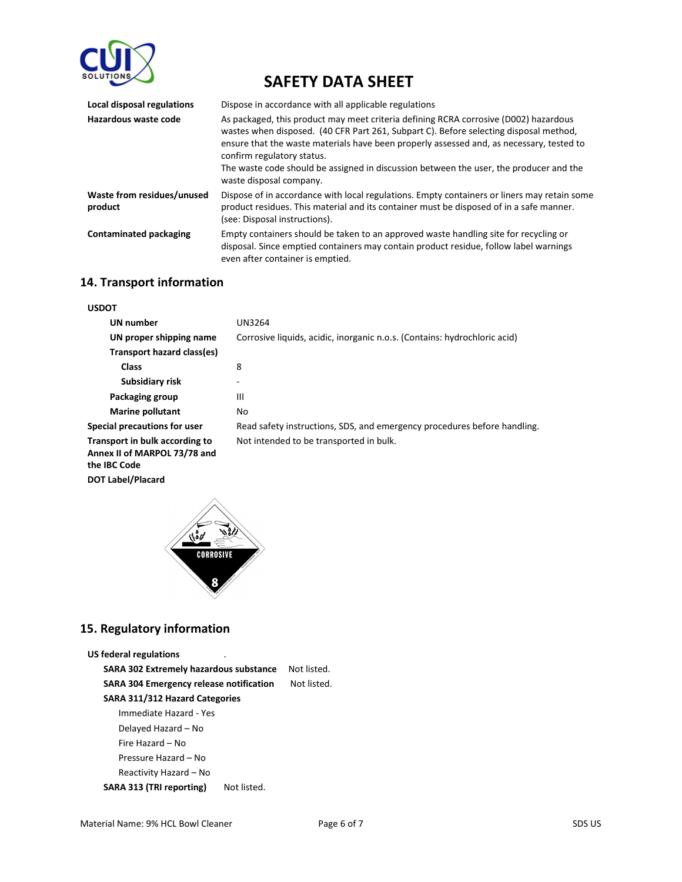| | |
|---|---|
| **Local disposal regulations** | Dispose in accordance with all applicable regulations |
| **Hazardous waste code** | As packaged, this product may meet criteria defining RCRA corrosive (D002) hazardous wastes when disposed. (40 CFR Part 261, Subpart C). Before selecting disposal method, ensure that the waste materials have been properly assessed and, as necessary, tested to confirm regulatory status. The waste code should be assigned in discussion between the user, the producer and the waste disposal company. |
| **Waste from residues/unused product** | Dispose of in accordance with local regulations. Empty containers or liners may retain some product residues. This material and its container must be disposed of in a safe manner. (see: Disposal instructions). |
| **Contaminated packaging** | Empty containers should be taken to an approved waste handling site for recycling or disposal. Since emptied containers may contain product residue, follow label warnings even after container is emptied. |

## 14. Transport information

**USDOT**

| | |
|---|---|
| **UN number** | UN3264 |
| **UN proper shipping name** | Corrosive liquids, acidic, inorganic n.o.s. (Contains: hydrochloric acid) |
| **Transport hazard class(es)** | |
| **Class** | 8 |
| **Subsidiary risk** | - |
| **Packaging group** | III |
| **Marine pollutant** | No |
| **Special precautions for user** | Read safety instructions, SDS, and emergency procedures before handling. |
| **Transport in bulk according to Annex II of MARPOL 73/78 and the IBC Code** | Not intended to be transported in bulk. |
| **DOT Label/Placard** | |

CORROSIVE 8

## 15. Regulatory information

**US federal regulations**

**SARA 302 Extremely hazardous substance** Not listed.

**SARA 304 Emergency release notification** Not listed.

**SARA 311/312 Hazard Categories**

- Immediate Hazard - Yes
- Delayed Hazard – No
- Fire Hazard – No
- Pressure Hazard – No
- Reactivity Hazard – No

**SARA 313 (TRI reporting)** Not listed.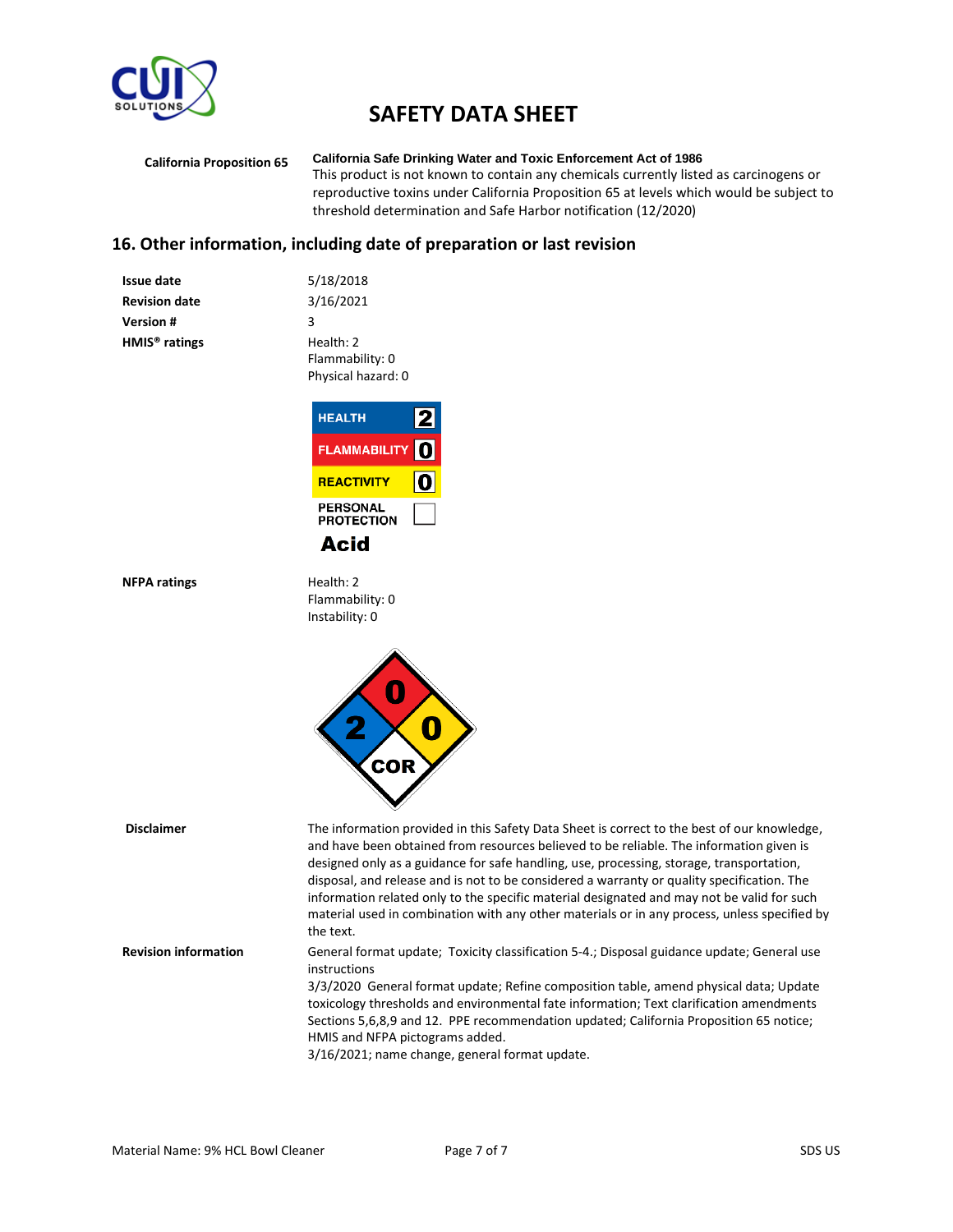# SAFETY DATA SHEET

**California Proposition 65**

**California Safe Drinking Water and Toxic Enforcement Act of 1986**
This product is not known to contain any chemicals currently listed as carcinogens or reproductive toxins under California Proposition 65 at levels which would be subject to threshold determination and Safe Harbor notification (12/2020)

## 16. Other information, including date of preparation or last revision

**Issue date** 5/18/2018

**Revision date** 3/16/2021

**Version #** 3

**HMIS® ratings**
Health: 2
Flammability: 0
Physical hazard: 0

HEALTH 2
FLAMMABILITY 0
REACTIVITY 0
PERSONAL PROTECTION
Acid

**NFPA ratings**
Health: 2
Flammability: 0
Instability: 0

0
2
0
COR

**Disclaimer**
The information provided in this Safety Data Sheet is correct to the best of our knowledge, and have been obtained from resources believed to be reliable. The information given is designed only as a guidance for safe handling, use, processing, storage, transportation, disposal, and release and is not to be considered a warranty or quality specification. The information related only to the specific material designated and may not be valid for such material used in combination with any other materials or in any process, unless specified by the text.

**Revision information**
General format update; Toxicity classification 5-4.; Disposal guidance update; General use instructions
3/3/2020 General format update; Refine composition table, amend physical data; Update toxicology thresholds and environmental fate information; Text clarification amendments Sections 5,6,8,9 and 12. PPE recommendation updated; California Proposition 65 notice; HMIS and NFPA pictograms added.
3/16/2021; name change, general format update.

Material Name: 9% HCL Bowl Cleaner